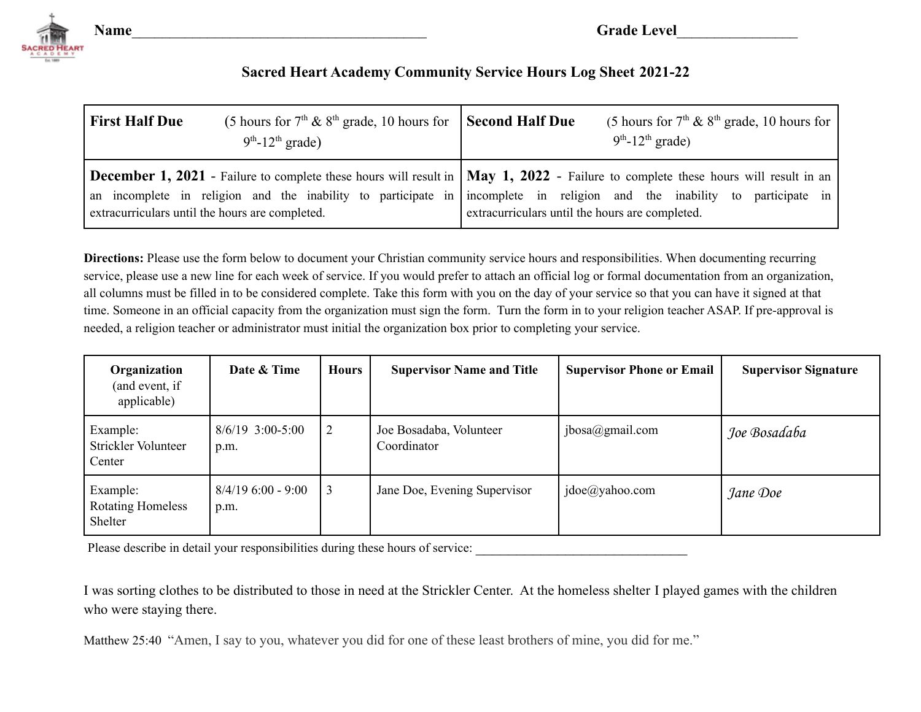Name__________________________________________ Grade Level________________

## Sacred Heart Academy Community Service Hours Log Sheet 2021-22

| **First Half Due** (5 hours for 7th & 8th grade, 10 hours for 9th-12th grade) | **Second Half Due** (5 hours for 7th & 8th grade, 10 hours for 9th-12th grade) |
|---|---|
| **December 1, 2021** - Failure to complete these hours will result in an incomplete in religion and the inability to participate in extracurriculars until the hours are completed. | **May 1, 2022** - Failure to complete these hours will result in an incomplete in religion and the inability to participate in extracurriculars until the hours are completed. |

**Directions:** Please use the form below to document your Christian community service hours and responsibilities. When documenting recurring service, please use a new line for each week of service. If you would prefer to attach an official log or formal documentation from an organization, all columns must be filled in to be considered complete. Take this form with you on the day of your service so that you can have it signed at that time. Someone in an official capacity from the organization must sign the form. Turn the form in to your religion teacher ASAP. If pre-approval is needed, a religion teacher or administrator must initial the organization box prior to completing your service.

| **Organization** (and event, if applicable) | **Date & Time** | **Hours** | **Supervisor Name and Title** | **Supervisor Phone or Email** | **Supervisor Signature** |
|---|---|---|---|---|---|
| Example: Strickler Volunteer Center | 8/6/19 3:00-5:00 p.m. | 2 | Joe Bosadaba, Volunteer Coordinator | jbosa@gmail.com | *Joe Bosadaba* |
| Example: Rotating Homeless Shelter | 8/4/19 6:00 - 9:00 p.m. | 3 | Jane Doe, Evening Supervisor | jdoe@yahoo.com | *Jane Doe* |

Please describe in detail your responsibilities during these hours of service: ________________________________

I was sorting clothes to be distributed to those in need at the Strickler Center. At the homeless shelter I played games with the children who were staying there.

Matthew 25:40 "Amen, I say to you, whatever you did for one of these least brothers of mine, you did for me."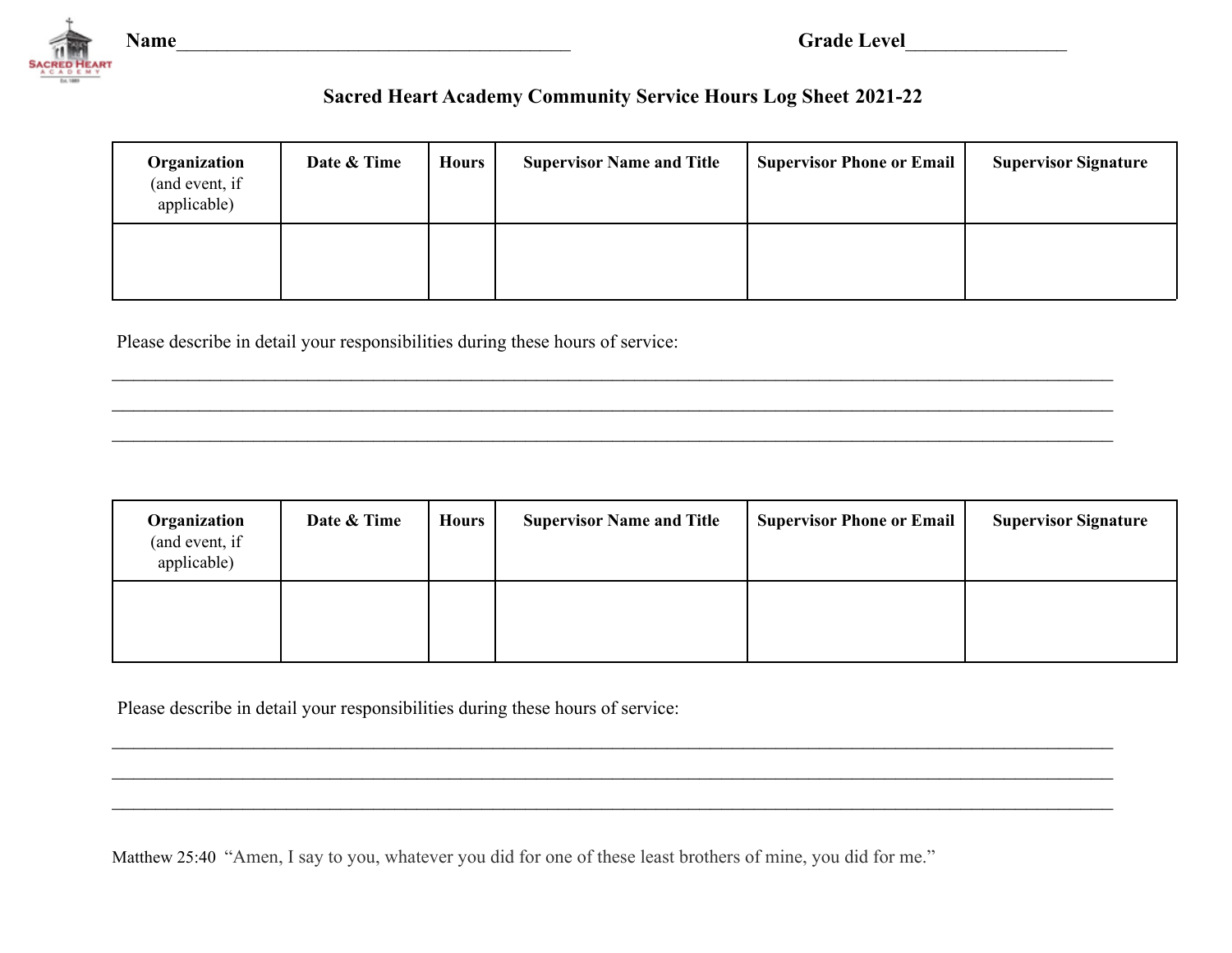Name_______________________________________ Grade Level________________

## Sacred Heart Academy Community Service Hours Log Sheet 2021-22

| Organization (and event, if applicable) | Date & Time | Hours | Supervisor Name and Title | Supervisor Phone or Email | Supervisor Signature |
|---|---|---|---|---|---|
| | | | | | |

Please describe in detail your responsibilities during these hours of service:

____________________________________________________________________________________________________

____________________________________________________________________________________________________

____________________________________________________________________________________________________

| Organization (and event, if applicable) | Date & Time | Hours | Supervisor Name and Title | Supervisor Phone or Email | Supervisor Signature |
|---|---|---|---|---|---|
| | | | | | |

Please describe in detail your responsibilities during these hours of service:

____________________________________________________________________________________________________

____________________________________________________________________________________________________

____________________________________________________________________________________________________

Matthew 25:40 “Amen, I say to you, whatever you did for one of these least brothers of mine, you did for me.”